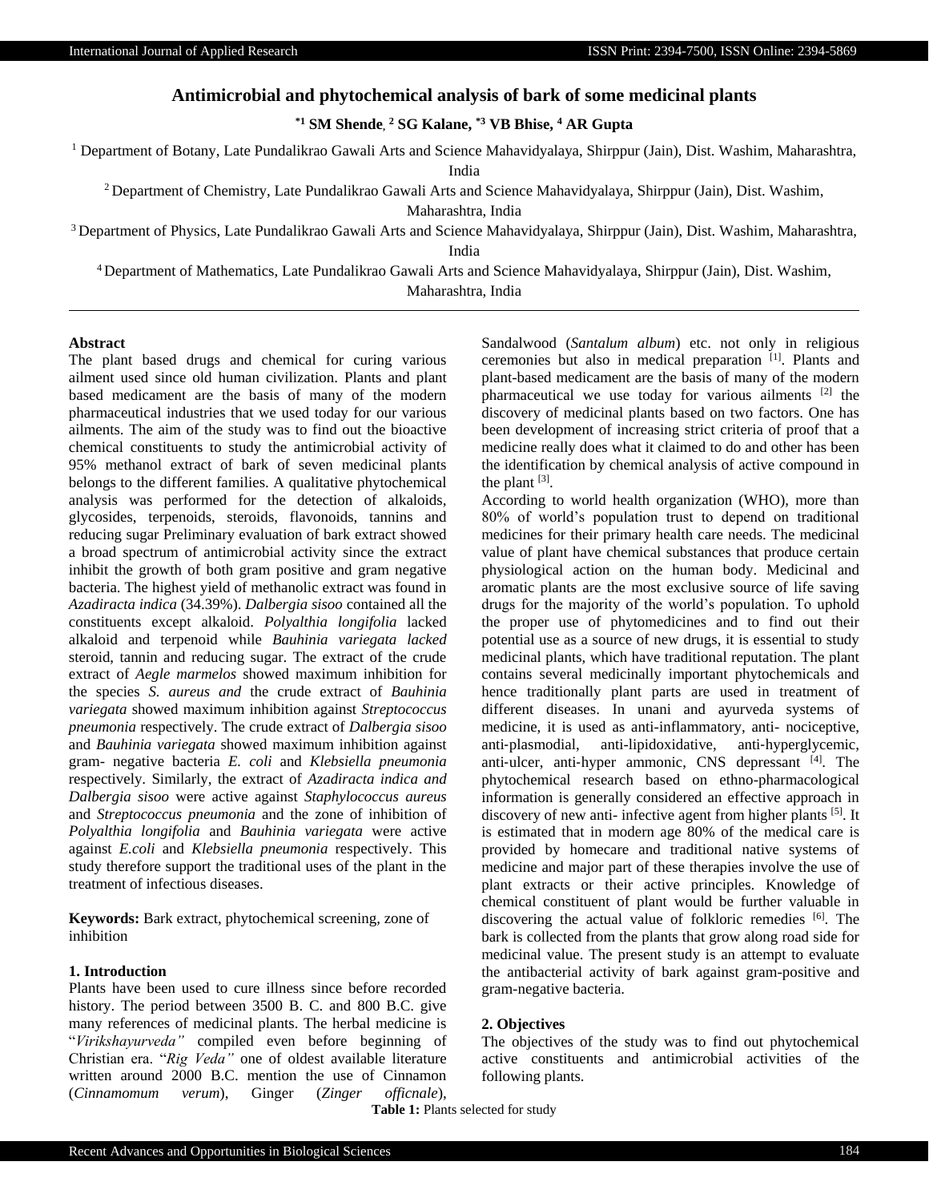# Antimicrobial and phytochemical analysis of bark of some medicinal plants

**[*1] SM Shende, [2] SG Kalane, [*3] VB Bhise, [4] AR Gupta**

[1] Department of Botany, Late Pundalikrao Gawali Arts and Science Mahavidyalaya, Shirppur (Jain), Dist. Washim, Maharashtra, India

[2] Department of Chemistry, Late Pundalikrao Gawali Arts and Science Mahavidyalaya, Shirppur (Jain), Dist. Washim, Maharashtra, India

[3] Department of Physics, Late Pundalikrao Gawali Arts and Science Mahavidyalaya, Shirppur (Jain), Dist. Washim, Maharashtra, India

[4] Department of Mathematics, Late Pundalikrao Gawali Arts and Science Mahavidyalaya, Shirppur (Jain), Dist. Washim, Maharashtra, India

## Abstract

The plant based drugs and chemical for curing various ailment used since old human civilization. Plants and plant based medicament are the basis of many of the modern pharmaceutical industries that we used today for our various ailments. The aim of the study was to find out the bioactive chemical constituents to study the antimicrobial activity of 95% methanol extract of bark of seven medicinal plants belongs to the different families. A qualitative phytochemical analysis was performed for the detection of alkaloids, glycosides, terpenoids, steroids, flavonoids, tannins and reducing sugar Preliminary evaluation of bark extract showed a broad spectrum of antimicrobial activity since the extract inhibit the growth of both gram positive and gram negative bacteria. The highest yield of methanolic extract was found in *Azadiracta indica* (34.39%). *Dalbergia sisoo* contained all the constituents except alkaloid. *Polyalthia longifolia* lacked alkaloid and terpenoid while *Bauhinia variegata lacked* steroid, tannin and reducing sugar. The extract of the crude extract of *Aegle marmelos* showed maximum inhibition for the species *S. aureus and* the crude extract of *Bauhinia variegata* showed maximum inhibition against *Streptococcus pneumonia* respectively. The crude extract of *Dalbergia sisoo* and *Bauhinia variegata* showed maximum inhibition against gram- negative bacteria *E. coli* and *Klebsiella pneumonia* respectively. Similarly, the extract of *Azadiracta indica and Dalbergia sisoo* were active against *Staphylococcus aureus* and *Streptococcus pneumonia* and the zone of inhibition of *Polyalthia longifolia* and *Bauhinia variegata* were active against *E.coli* and *Klebsiella pneumonia* respectively. This study therefore support the traditional uses of the plant in the treatment of infectious diseases.

**Keywords:** Bark extract, phytochemical screening, zone of inhibition

## 1. Introduction

Plants have been used to cure illness since before recorded history. The period between 3500 B. C. and 800 B.C. give many references of medicinal plants. The herbal medicine is "*Virikshayurveda"* compiled even before beginning of Christian era. "*Rig Veda"* one of oldest available literature written around 2000 B.C. mention the use of Cinnamon (*Cinnamomum verum*), Ginger (*Zinger officnale*), Sandalwood (*Santalum album*) etc. not only in religious ceremonies but also in medical preparation [1]. Plants and plant-based medicament are the basis of many of the modern pharmaceutical we use today for various ailments [2] the discovery of medicinal plants based on two factors. One has been development of increasing strict criteria of proof that a medicine really does what it claimed to do and other has been the identification by chemical analysis of active compound in the plant [3].

According to world health organization (WHO), more than 80% of world's population trust to depend on traditional medicines for their primary health care needs. The medicinal value of plant have chemical substances that produce certain physiological action on the human body. Medicinal and aromatic plants are the most exclusive source of life saving drugs for the majority of the world's population. To uphold the proper use of phytomedicines and to find out their potential use as a source of new drugs, it is essential to study medicinal plants, which have traditional reputation. The plant contains several medicinally important phytochemicals and hence traditionally plant parts are used in treatment of different diseases. In unani and ayurveda systems of medicine, it is used as anti-inflammatory, anti- nociceptive, anti-plasmodial, anti-lipidoxidative, anti-hyperglycemic, anti-ulcer, anti-hyper ammonic, CNS depressant [4]. The phytochemical research based on ethno-pharmacological information is generally considered an effective approach in discovery of new anti- infective agent from higher plants [5]. It is estimated that in modern age 80% of the medical care is provided by homecare and traditional native systems of medicine and major part of these therapies involve the use of plant extracts or their active principles. Knowledge of chemical constituent of plant would be further valuable in discovering the actual value of folkloric remedies [6]. The bark is collected from the plants that grow along road side for medicinal value. The present study is an attempt to evaluate the antibacterial activity of bark against gram-positive and gram-negative bacteria.

## 2. Objectives

The objectives of the study was to find out phytochemical active constituents and antimicrobial activities of the following plants.

**Table 1:** Plants selected for study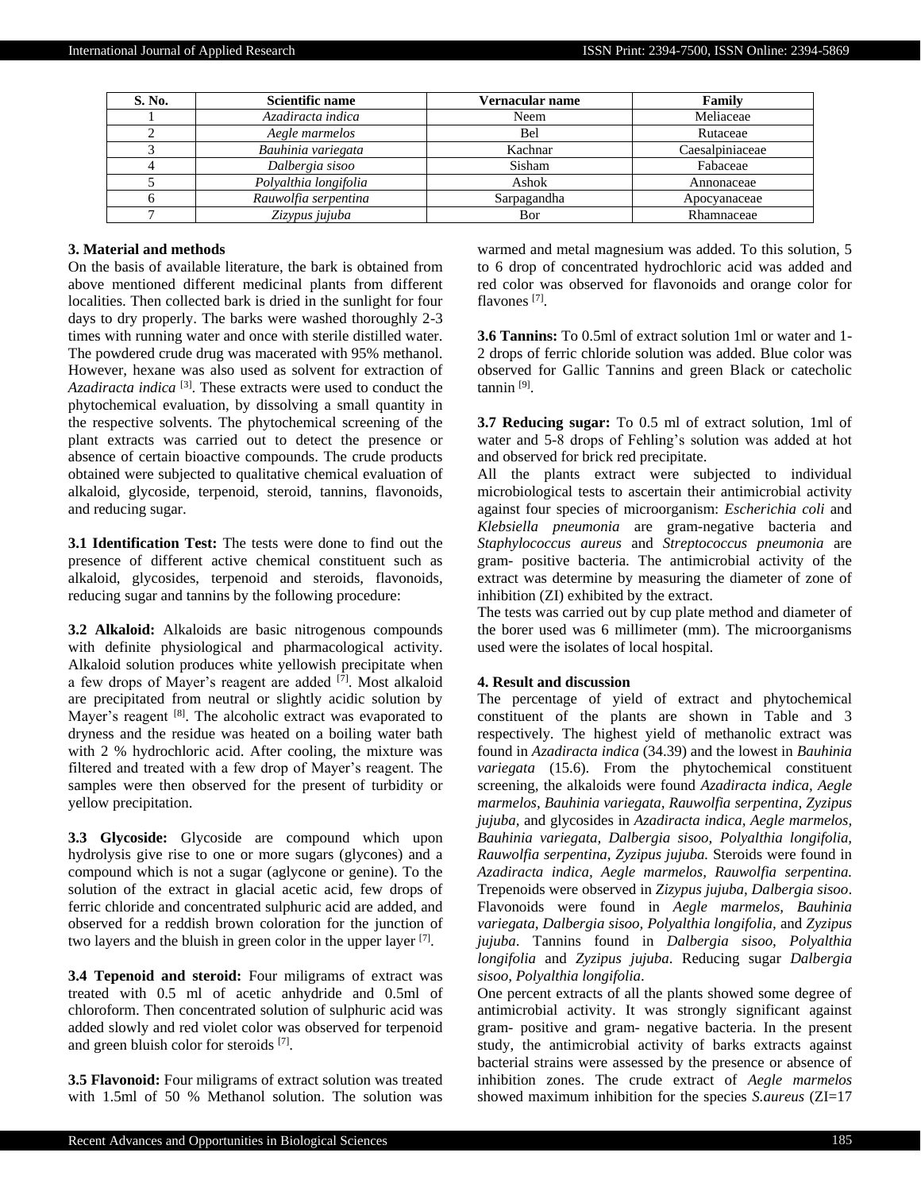| S. No. | Scientific name | Vernacular name | Family |
|---|---|---|---|
| 1 | *Azadiracta indica* | Neem | Meliaceae |
| 2 | *Aegle marmelos* | Bel | Rutaceae |
| 3 | *Bauhinia variegata* | Kachnar | Caesalpiniaceae |
| 4 | *Dalbergia sisoo* | Sisham | Fabaceae |
| 5 | *Polyalthia longifolia* | Ashok | Annonaceae |
| 6 | *Rauwolfia serpentina* | Sarpagandha | Apocyanaceae |
| 7 | *Zizypus jujuba* | Bor | Rhamnaceae |

### 3. Material and methods

On the basis of available literature, the bark is obtained from above mentioned different medicinal plants from different localities. Then collected bark is dried in the sunlight for four days to dry properly. The barks were washed thoroughly 2-3 times with running water and once with sterile distilled water. The powdered crude drug was macerated with 95% methanol. However, hexane was also used as solvent for extraction of *Azadiracta indica* [3]. These extracts were used to conduct the phytochemical evaluation, by dissolving a small quantity in the respective solvents. The phytochemical screening of the plant extracts was carried out to detect the presence or absence of certain bioactive compounds. The crude products obtained were subjected to qualitative chemical evaluation of alkaloid, glycoside, terpenoid, steroid, tannins, flavonoids, and reducing sugar.

**3.1 Identification Test:** The tests were done to find out the presence of different active chemical constituent such as alkaloid, glycosides, terpenoid and steroids, flavonoids, reducing sugar and tannins by the following procedure:

**3.2 Alkaloid:** Alkaloids are basic nitrogenous compounds with definite physiological and pharmacological activity. Alkaloid solution produces white yellowish precipitate when a few drops of Mayer's reagent are added [7]. Most alkaloid are precipitated from neutral or slightly acidic solution by Mayer's reagent [8]. The alcoholic extract was evaporated to dryness and the residue was heated on a boiling water bath with 2 % hydrochloric acid. After cooling, the mixture was filtered and treated with a few drop of Mayer's reagent. The samples were then observed for the present of turbidity or yellow precipitation.

**3.3 Glycoside:** Glycoside are compound which upon hydrolysis give rise to one or more sugars (glycones) and a compound which is not a sugar (aglycone or genine). To the solution of the extract in glacial acetic acid, few drops of ferric chloride and concentrated sulphuric acid are added, and observed for a reddish brown coloration for the junction of two layers and the bluish in green color in the upper layer [7].

**3.4 Tepenoid and steroid:** Four miligrams of extract was treated with 0.5 ml of acetic anhydride and 0.5ml of chloroform. Then concentrated solution of sulphuric acid was added slowly and red violet color was observed for terpenoid and green bluish color for steroids [7].

**3.5 Flavonoid:** Four miligrams of extract solution was treated with 1.5ml of 50 % Methanol solution. The solution was warmed and metal magnesium was added. To this solution, 5 to 6 drop of concentrated hydrochloric acid was added and red color was observed for flavonoids and orange color for flavones [7].

**3.6 Tannins:** To 0.5ml of extract solution 1ml or water and 1-2 drops of ferric chloride solution was added. Blue color was observed for Gallic Tannins and green Black or catecholic tannin [9].

**3.7 Reducing sugar:** To 0.5 ml of extract solution, 1ml of water and 5-8 drops of Fehling's solution was added at hot and observed for brick red precipitate.

All the plants extract were subjected to individual microbiological tests to ascertain their antimicrobial activity against four species of microorganism: *Escherichia coli* and *Klebsiella pneumonia* are gram-negative bacteria and *Staphylococcus aureus* and *Streptococcus pneumonia* are gram- positive bacteria. The antimicrobial activity of the extract was determine by measuring the diameter of zone of inhibition (ZI) exhibited by the extract.

The tests was carried out by cup plate method and diameter of the borer used was 6 millimeter (mm). The microorganisms used were the isolates of local hospital.

### 4. Result and discussion

The percentage of yield of extract and phytochemical constituent of the plants are shown in Table and 3 respectively. The highest yield of methanolic extract was found in *Azadiracta indica* (34.39) and the lowest in *Bauhinia variegata* (15.6). From the phytochemical constituent screening, the alkaloids were found *Azadiracta indica, Aegle marmelos, Bauhinia variegata, Rauwolfia serpentina, Zyzipus jujuba,* and glycosides in *Azadiracta indica, Aegle marmelos, Bauhinia variegata, Dalbergia sisoo, Polyalthia longifolia, Rauwolfia serpentina, Zyzipus jujuba.* Steroids were found in *Azadiracta indica, Aegle marmelos, Rauwolfia serpentina.* Trepenoids were observed in *Zizypus jujuba, Dalbergia sisoo*. Flavonoids were found in *Aegle marmelos, Bauhinia variegata, Dalbergia sisoo, Polyalthia longifolia,* and *Zyzipus jujuba*. Tannins found in *Dalbergia sisoo, Polyalthia longifolia* and *Zyzipus jujuba*. Reducing sugar *Dalbergia sisoo, Polyalthia longifolia*.

One percent extracts of all the plants showed some degree of antimicrobial activity. It was strongly significant against gram- positive and gram- negative bacteria. In the present study, the antimicrobial activity of barks extracts against bacterial strains were assessed by the presence or absence of inhibition zones. The crude extract of *Aegle marmelos* showed maximum inhibition for the species *S.aureus* (ZI=17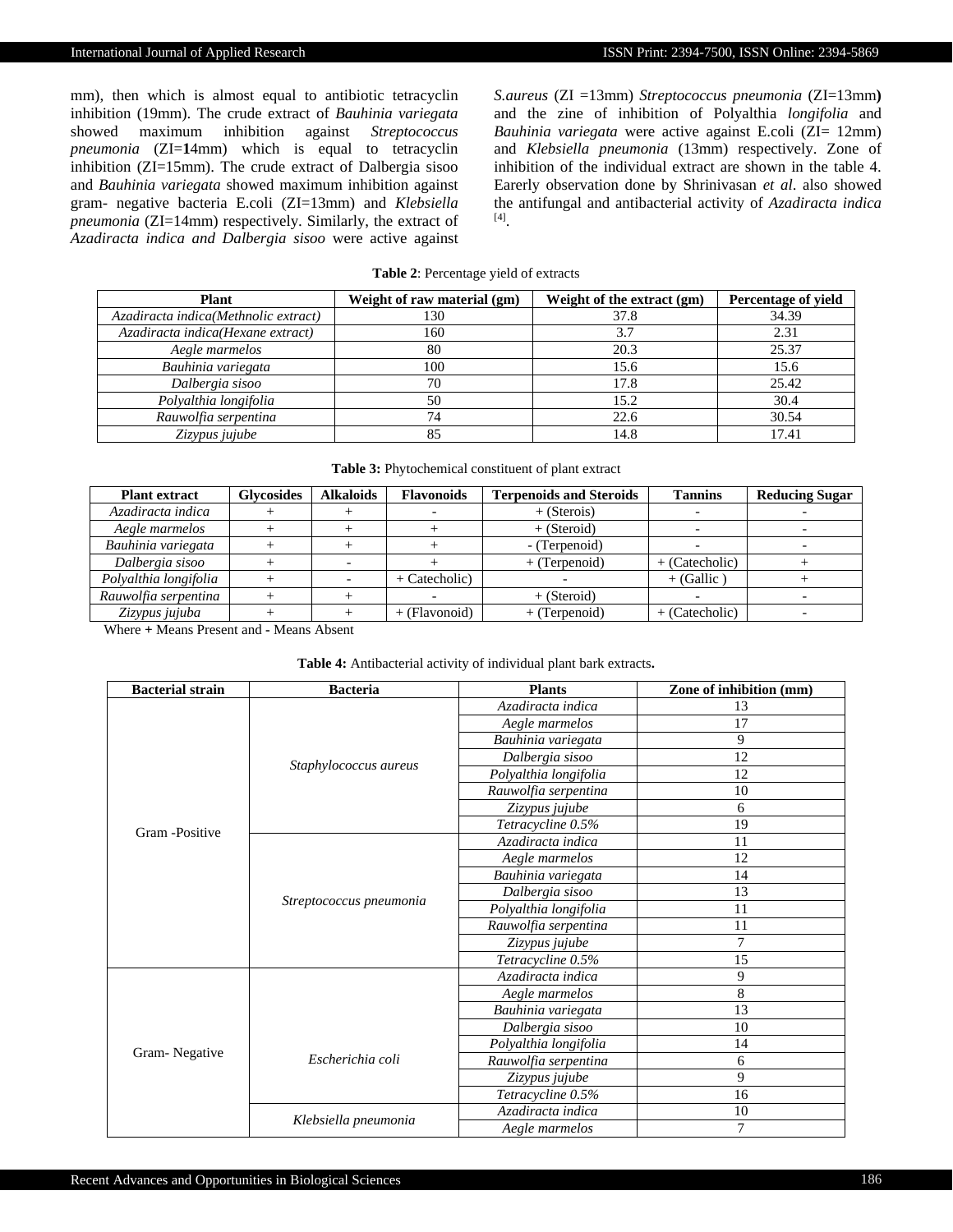mm), then which is almost equal to antibiotic tetracyclin inhibition (19mm). The crude extract of *Bauhinia variegata* showed maximum inhibition against *Streptococcus pneumonia* (ZI=**1**4mm) which is equal to tetracyclin inhibition (ZI=15mm). The crude extract of Dalbergia sisoo and *Bauhinia variegata* showed maximum inhibition against gram- negative bacteria E.coli (ZI=13mm) and *Klebsiella pneumonia* (ZI=14mm) respectively. Similarly, the extract of *Azadiracta indica and Dalbergia sisoo* were active against *S.aureus* (ZI =13mm) *Streptococcus pneumonia* (ZI=13mm**)** and the zine of inhibition of Polyalthia *longifolia* and *Bauhinia variegata* were active against E.coli (ZI= 12mm) and *Klebsiella pneumonia* (13mm) respectively. Zone of inhibition of the individual extract are shown in the table 4. Earerly observation done by Shrinivasan *et al*. also showed the antifungal and antibacterial activity of *Azadiracta indica* [4].

**Table 2**: Percentage yield of extracts

| Plant | Weight of raw material (gm) | Weight of the extract (gm) | Percentage of yield |
|---|---|---|---|
| *Azadiracta indica(Methnolic extract)* | 130 | 37.8 | 34.39 |
| *Azadiracta indica(Hexane extract)* | 160 | 3.7 | 2.31 |
| *Aegle marmelos* | 80 | 20.3 | 25.37 |
| *Bauhinia variegata* | 100 | 15.6 | 15.6 |
| *Dalbergia sisoo* | 70 | 17.8 | 25.42 |
| *Polyalthia longifolia* | 50 | 15.2 | 30.4 |
| *Rauwolfia serpentina* | 74 | 22.6 | 30.54 |
| *Zizypus jujube* | 85 | 14.8 | 17.41 |

**Table 3:** Phytochemical constituent of plant extract

| Plant extract | Glycosides | Alkaloids | Flavonoids | Terpenoids and Steroids | Tannins | Reducing Sugar |
|---|---|---|---|---|---|---|
| *Azadiracta indica* | + | + | - | + (Sterois) | - | - |
| *Aegle marmelos* | + | + | + | + (Steroid) | - | - |
| *Bauhinia variegata* | + | + | + | - (Terpenoid) | - | - |
| *Dalbergia sisoo* | + | - | + | + (Terpenoid) | + (Catecholic) | + |
| *Polyalthia longifolia* | + | - | + Catecholic) | - | + (Gallic ) | + |
| *Rauwolfia serpentina* | + | + | - | + (Steroid) | - | - |
| *Zizypus jujuba* | + | + | + (Flavonoid) | + (Terpenoid) | + (Catecholic) | - |

Where **+** Means Present and **-** Means Absent

**Table 4:** Antibacterial activity of individual plant bark extracts**.**

| Bacterial strain | Bacteria | Plants | Zone of inhibition (mm) |
|---|---|---|---|
| Gram -Positive | *Staphylococcus aureus* | *Azadiracta indica* | 13 |
| | | *Aegle marmelos* | 17 |
| | | *Bauhinia variegata* | 9 |
| | | *Dalbergia sisoo* | 12 |
| | | *Polyalthia longifolia* | 12 |
| | | *Rauwolfia serpentina* | 10 |
| | | *Zizypus jujube* | 6 |
| | | *Tetracycline 0.5%* | 19 |
| | *Streptococcus pneumonia* | *Azadiracta indica* | 11 |
| | | *Aegle marmelos* | 12 |
| | | *Bauhinia variegata* | 14 |
| | | *Dalbergia sisoo* | 13 |
| | | *Polyalthia longifolia* | 11 |
| | | *Rauwolfia serpentina* | 11 |
| | | *Zizypus jujube* | 7 |
| | | *Tetracycline 0.5%* | 15 |
| Gram- Negative | *Escherichia coli* | *Azadiracta indica* | 9 |
| | | *Aegle marmelos* | 8 |
| | | *Bauhinia variegata* | 13 |
| | | *Dalbergia sisoo* | 10 |
| | | *Polyalthia longifolia* | 14 |
| | | *Rauwolfia serpentina* | 6 |
| | | *Zizypus jujube* | 9 |
| | | *Tetracycline 0.5%* | 16 |
| | *Klebsiella pneumonia* | *Azadiracta indica* | 10 |
| | | *Aegle marmelos* | 7 |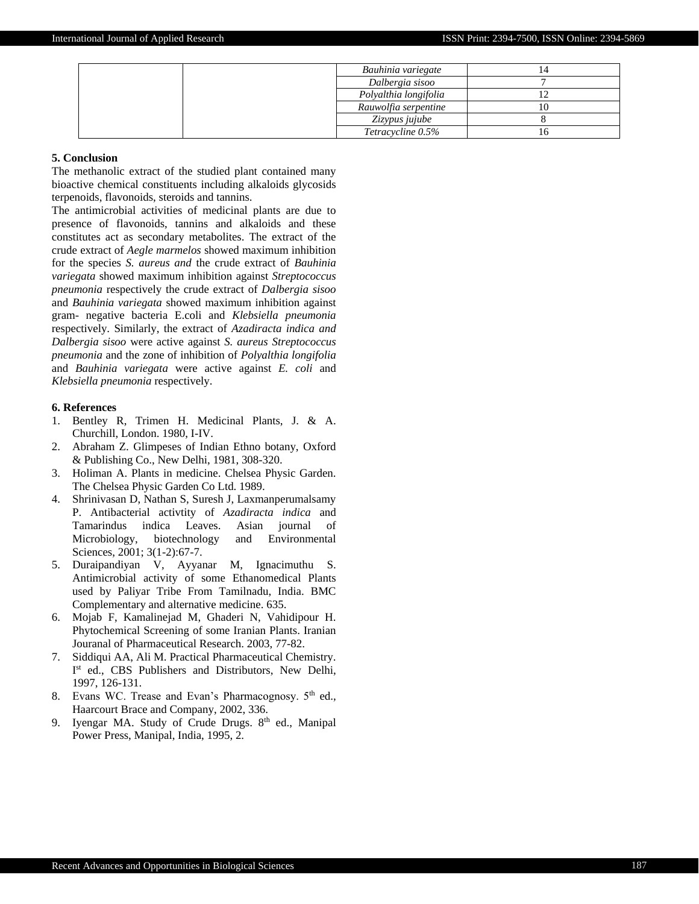| | | | |
|---|---|---|---|
| | | *Bauhinia variegate* | 14 |
| | | *Dalbergia sisoo* | 7 |
| | | *Polyalthia longifolia* | 12 |
| | | *Rauwolfia serpentine* | 10 |
| | | *Zizypus jujube* | 8 |
| | | *Tetracycline 0.5%* | 16 |

## 5. Conclusion

The methanolic extract of the studied plant contained many bioactive chemical constituents including alkaloids glycosids terpenoids, flavonoids, steroids and tannins.

The antimicrobial activities of medicinal plants are due to presence of flavonoids, tannins and alkaloids and these constitutes act as secondary metabolites. The extract of the crude extract of *Aegle marmelos* showed maximum inhibition for the species *S. aureus and* the crude extract of *Bauhinia variegata* showed maximum inhibition against *Streptococcus pneumonia* respectively the crude extract of *Dalbergia sisoo* and *Bauhinia variegata* showed maximum inhibition against gram- negative bacteria E.coli and *Klebsiella pneumonia* respectively. Similarly, the extract of *Azadiracta indica and Dalbergia sisoo* were active against *S. aureus Streptococcus pneumonia* and the zone of inhibition of *Polyalthia longifolia* and *Bauhinia variegata* were active against *E. coli* and *Klebsiella pneumonia* respectively.

## 6. References

1. Bentley R, Trimen H. Medicinal Plants, J. & A. Churchill, London. 1980, I-IV.
2. Abraham Z. Glimpeses of Indian Ethno botany, Oxford & Publishing Co., New Delhi, 1981, 308-320.
3. Holiman A. Plants in medicine. Chelsea Physic Garden. The Chelsea Physic Garden Co Ltd. 1989.
4. Shrinivasan D, Nathan S, Suresh J, Laxmanperumalsamy P. Antibacterial activtity of *Azadiracta indica* and Tamarindus indica Leaves. Asian journal of Microbiology, biotechnology and Environmental Sciences, 2001; 3(1-2):67-7.
5. Duraipandiyan V, Ayyanar M, Ignacimuthu S. Antimicrobial activity of some Ethanomedical Plants used by Paliyar Tribe From Tamilnadu, India. BMC Complementary and alternative medicine. 635.
6. Mojab F, Kamalinejad M, Ghaderi N, Vahidipour H. Phytochemical Screening of some Iranian Plants. Iranian Jouranal of Pharmaceutical Research. 2003, 77-82.
7. Siddiqui AA, Ali M. Practical Pharmaceutical Chemistry. Ist ed., CBS Publishers and Distributors, New Delhi, 1997, 126-131.
8. Evans WC. Trease and Evan's Pharmacognosy. 5th ed., Haarcourt Brace and Company, 2002, 336.
9. Iyengar MA. Study of Crude Drugs. 8th ed., Manipal Power Press, Manipal, India, 1995, 2.